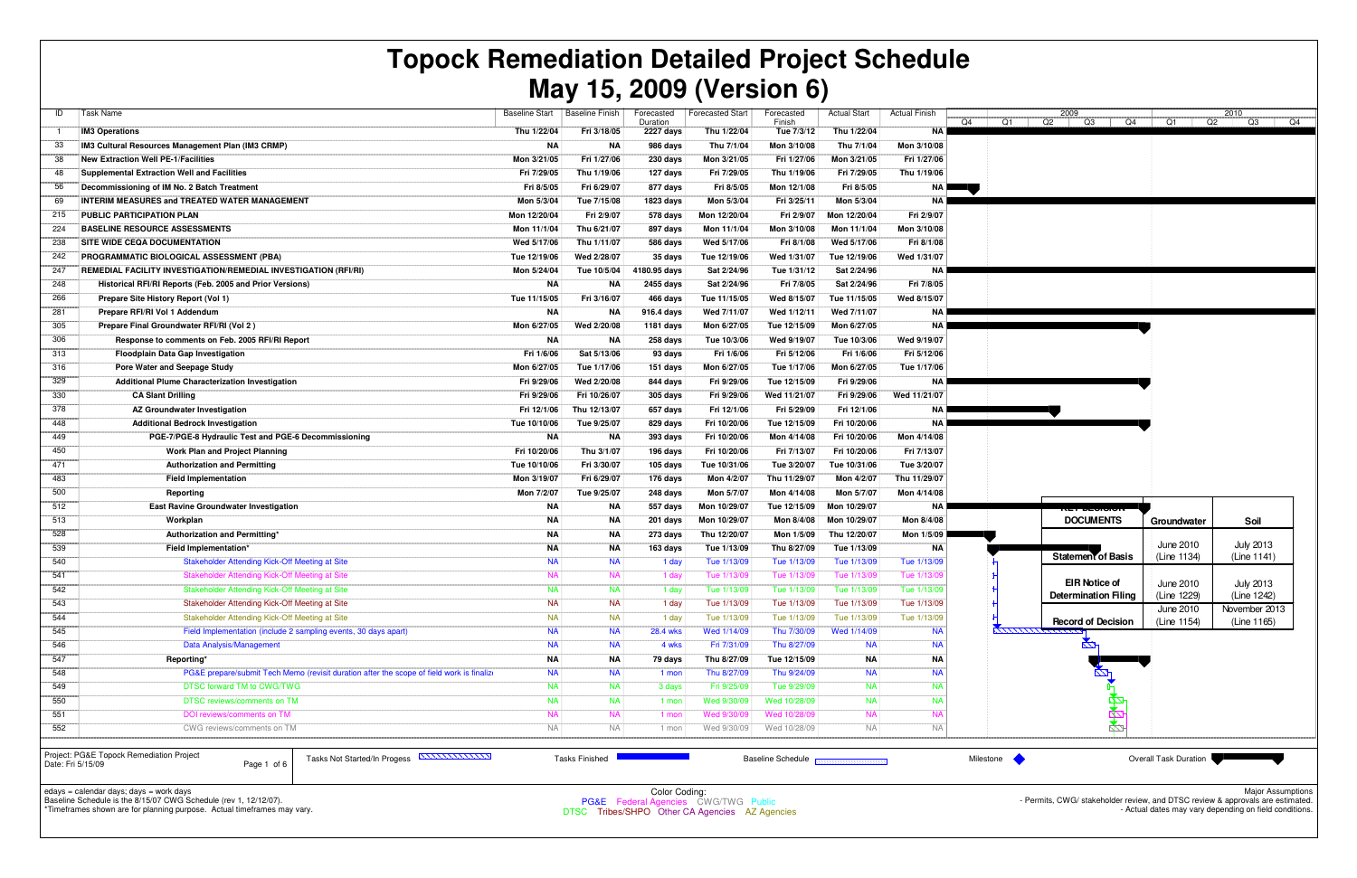# Topock Remediation Detailed Project Schedule

## May 15, 2009 (Version 6)

| ID | Task Name | Baseline Start | Baseline Finish | Forecasted Duration | Forecasted Start | Forecasted Finish | Actual Start | Actual Finish |
|---|---|---|---|---|---|---|---|---|
| 1 | **IM3 Operations** | Thu 1/22/04 | Fri 3/18/05 | 2227 days | Thu 1/22/04 | Tue 7/3/12 | Thu 1/22/04 | NA |
| 33 | **IM3 Cultural Resources Management Plan (IM3 CRMP)** | NA | NA | 986 days | Thu 7/1/04 | Mon 3/10/08 | Thu 7/1/04 | Mon 3/10/08 |
| 38 | **New Extraction Well PE-1/Facilities** | Mon 3/21/05 | Fri 1/27/06 | 230 days | Mon 3/21/05 | Fri 1/27/06 | Mon 3/21/05 | Fri 1/27/06 |
| 48 | **Supplemental Extraction Well and Facilities** | Fri 7/29/05 | Thu 1/19/06 | 127 days | Fri 7/29/05 | Thu 1/19/06 | Fri 7/29/05 | Thu 1/19/06 |
| 56 | **Decommissioning of IM No. 2 Batch Treatment** | Fri 8/5/05 | Fri 6/29/07 | 877 days | Fri 8/5/05 | Mon 12/1/08 | Fri 8/5/05 | NA |
| 69 | **INTERIM MEASURES and TREATED WATER MANAGEMENT** | Mon 5/3/04 | Tue 7/15/08 | 1823 days | Mon 5/3/04 | Fri 3/25/11 | Mon 5/3/04 | NA |
| 215 | **PUBLIC PARTICIPATION PLAN** | Mon 12/20/04 | Fri 2/9/07 | 578 days | Mon 12/20/04 | Fri 2/9/07 | Mon 12/20/04 | Fri 2/9/07 |
| 224 | **BASELINE RESOURCE ASSESSMENTS** | Mon 11/1/04 | Thu 6/21/07 | 897 days | Mon 11/1/04 | Mon 3/10/08 | Mon 11/1/04 | Mon 3/10/08 |
| 238 | **SITE WIDE CEQA DOCUMENTATION** | Wed 5/17/06 | Thu 1/11/07 | 586 days | Wed 5/17/06 | Fri 8/1/08 | Wed 5/17/06 | Fri 8/1/08 |
| 242 | **PROGRAMMATIC BIOLOGICAL ASSESSMENT (PBA)** | Tue 12/19/06 | Wed 2/28/07 | 35 days | Tue 12/19/06 | Wed 1/31/07 | Tue 12/19/06 | Wed 1/31/07 |
| 247 | **REMEDIAL FACILITY INVESTIGATION/REMEDIAL INVESTIGATION (RFI/RI)** | Mon 5/24/04 | Tue 10/5/04 | 4180.95 days | Sat 2/24/96 | Tue 1/31/12 | Sat 2/24/96 | NA |
| 248 | **Historical RFI/RI Reports (Feb. 2005 and Prior Versions)** | NA | NA | 2455 days | Sat 2/24/96 | Fri 7/8/05 | Sat 2/24/96 | Fri 7/8/05 |
| 266 | **Prepare Site History Report (Vol 1)** | Tue 11/15/05 | Fri 3/16/07 | 466 days | Tue 11/15/05 | Wed 8/15/07 | Tue 11/15/05 | Wed 8/15/07 |
| 281 | **Prepare RFI/RI Vol 1 Addendum** | NA | NA | 916.4 days | Wed 7/11/07 | Wed 1/12/11 | Wed 7/11/07 | NA |
| 305 | **Prepare Final Groundwater RFI/RI (Vol 2 )** | Mon 6/27/05 | Wed 2/20/08 | 1181 days | Mon 6/27/05 | Tue 12/15/09 | Mon 6/27/05 | NA |
| 306 | **Response to comments on Feb. 2005 RFI/RI Report** | NA | NA | 258 days | Tue 10/3/06 | Wed 9/19/07 | Tue 10/3/06 | Wed 9/19/07 |
| 313 | **Floodplain Data Gap Investigation** | Fri 1/6/06 | Sat 5/13/06 | 93 days | Fri 1/6/06 | Fri 5/12/06 | Fri 1/6/06 | Fri 5/12/06 |
| 316 | **Pore Water and Seepage Study** | Mon 6/27/05 | Tue 1/17/06 | 151 days | Mon 6/27/05 | Tue 1/17/06 | Mon 6/27/05 | Tue 1/17/06 |
| 329 | **Additional Plume Characterization Investigation** | Fri 9/29/06 | Wed 2/20/08 | 844 days | Fri 9/29/06 | Tue 12/15/09 | Fri 9/29/06 | NA |
| 330 | **CA Slant Drilling** | Fri 9/29/06 | Fri 10/26/07 | 305 days | Fri 9/29/06 | Wed 11/21/07 | Fri 9/29/06 | Wed 11/21/07 |
| 378 | **AZ Groundwater Investigation** | Fri 12/1/06 | Thu 12/13/07 | 657 days | Fri 12/1/06 | Fri 5/29/09 | Fri 12/1/06 | NA |
| 448 | **Additional Bedrock Investigation** | Tue 10/10/06 | Tue 9/25/07 | 829 days | Fri 10/20/06 | Tue 12/15/09 | Fri 10/20/06 | NA |
| 449 | **PGE-7/PGE-8 Hydraulic Test and PGE-6 Decommissioning** | NA | NA | 393 days | Fri 10/20/06 | Mon 4/14/08 | Fri 10/20/06 | Mon 4/14/08 |
| 450 | **Work Plan and Project Planning** | Fri 10/20/06 | Thu 3/1/07 | 196 days | Fri 10/20/06 | Fri 7/13/07 | Fri 10/20/06 | Fri 7/13/07 |
| 471 | **Authorization and Permitting** | Tue 10/10/06 | Fri 3/30/07 | 105 days | Tue 10/31/06 | Tue 3/20/07 | Tue 10/31/06 | Tue 3/20/07 |
| 483 | **Field Implementation** | Mon 3/19/07 | Fri 6/29/07 | 176 days | Mon 4/2/07 | Thu 11/29/07 | Mon 4/2/07 | Thu 11/29/07 |
| 500 | **Reporting** | Mon 7/2/07 | Tue 9/25/07 | 248 days | Mon 5/7/07 | Mon 4/14/08 | Mon 5/7/07 | Mon 4/14/08 |
| 512 | **East Ravine Groundwater Investigation** | NA | NA | 557 days | Mon 10/29/07 | Tue 12/15/09 | Mon 10/29/07 | NA |
| 513 | **Workplan** | NA | NA | 201 days | Mon 10/29/07 | Mon 8/4/08 | Mon 10/29/07 | Mon 8/4/08 |
| 528 | **Authorization and Permitting*** | NA | NA | 273 days | Thu 12/20/07 | Mon 1/5/09 | Thu 12/20/07 | Mon 1/5/09 |
| 539 | **Field Implementation*** | NA | NA | 163 days | Tue 1/13/09 | Thu 8/27/09 | Tue 1/13/09 | NA |
| 540 | Stakeholder Attending Kick-Off Meeting at Site | NA | NA | 1 day | Tue 1/13/09 | Tue 1/13/09 | Tue 1/13/09 | Tue 1/13/09 |
| 541 | Stakeholder Attending Kick-Off Meeting at Site | NA | NA | 1 day | Tue 1/13/09 | Tue 1/13/09 | Tue 1/13/09 | Tue 1/13/09 |
| 542 | Stakeholder Attending Kick-Off Meeting at Site | NA | NA | 1 day | Tue 1/13/09 | Tue 1/13/09 | Tue 1/13/09 | Tue 1/13/09 |
| 543 | Stakeholder Attending Kick-Off Meeting at Site | NA | NA | 1 day | Tue 1/13/09 | Tue 1/13/09 | Tue 1/13/09 | Tue 1/13/09 |
| 544 | Stakeholder Attending Kick-Off Meeting at Site | NA | NA | 1 day | Tue 1/13/09 | Tue 1/13/09 | Tue 1/13/09 | Tue 1/13/09 |
| 545 | Field Implementation (include 2 sampling events, 30 days apart) | NA | NA | 28.4 wks | Wed 1/14/09 | Thu 7/30/09 | Wed 1/14/09 | NA |
| 546 | Data Analysis/Management | NA | NA | 4 wks | Fri 7/31/09 | Thu 8/27/09 | NA | NA |
| 547 | **Reporting*** | NA | NA | 79 days | Thu 8/27/09 | Tue 12/15/09 | NA | NA |
| 548 | PG&E prepare/submit Tech Memo (revisit duration after the scope of field work is finaliz | NA | NA | 1 mon | Thu 8/27/09 | Thu 9/24/09 | NA | NA |
| 549 | DTSC forward TM to CWG/TWG | NA | NA | 3 days | Fri 9/25/09 | Tue 9/29/09 | NA | NA |
| 550 | DTSC reviews/comments on TM | NA | NA | 1 mon | Wed 9/30/09 | Wed 10/28/09 | NA | NA |
| 551 | DOI reviews/comments on TM | NA | NA | 1 mon | Wed 9/30/09 | Wed 10/28/09 | NA | NA |
| 552 | CWG reviews/comments on TM | NA | NA | 1 mon | Wed 9/30/09 | Wed 10/28/09 | NA | NA |

| KEY DECISION DOCUMENTS | Groundwater | Soil |
|---|---|---|
| Statement of Basis | June 2010 (Line 1134) | July 2013 (Line 1141) |
| EIR Notice of Determination Filing | June 2010 (Line 1229) | July 2013 (Line 1242) |
| Record of Decision | June 2010 (Line 1154) | November 2013 (Line 1165) |

Project: PG&E Topock Remediation Project
Date: Fri 5/15/09

Legend: Tasks Not Started/In Progess; Tasks Finished; Baseline Schedule; Milestone; Overall Task Duration

edays = calendar days; days = work days
Baseline Schedule is the 8/15/07 CWG Schedule (rev 1, 12/12/07).
*Timeframes shown are for planning purpose. Actual timeframes may vary.

Color Coding:
PG&E Federal Agencies CWG/TWG Public
DTSC Tribes/SHPO Other CA Agencies AZ Agencies

Major Assumptions
- Permits, CWG/ stakeholder review, and DTSC review & approvals are estimated.
- Actual dates may vary depending on field conditions.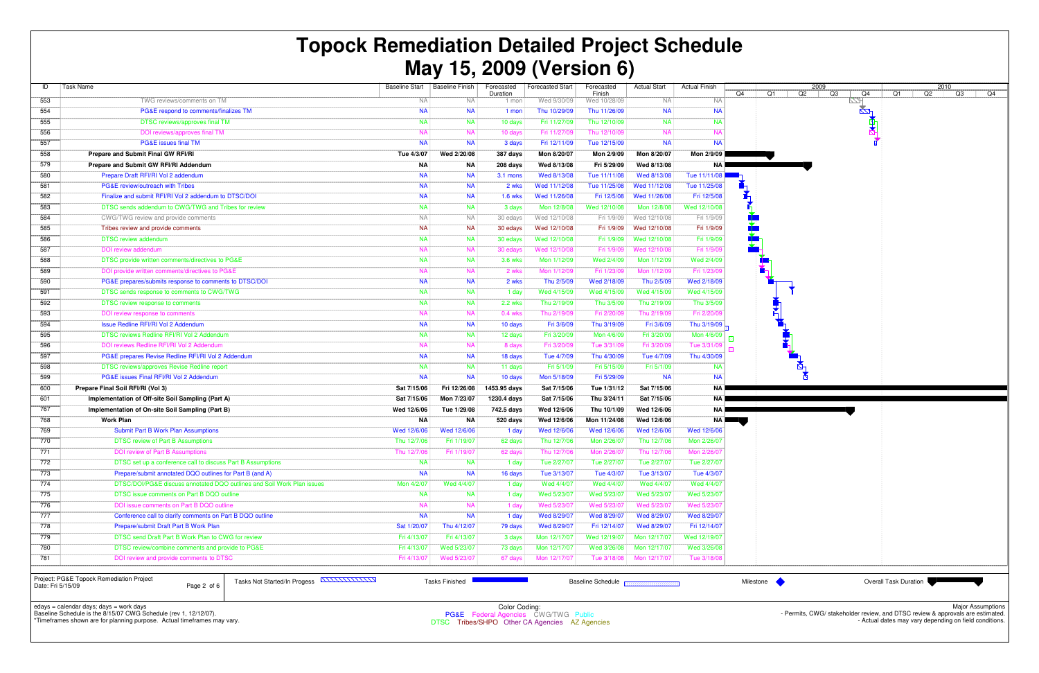# Topock Remediation Detailed Project Schedule

# May 15, 2009 (Version 6)

| ID | Task Name | Baseline Start | Baseline Finish | Forecasted Duration | Forecasted Start | Forecasted Finish | Actual Start | Actual Finish |
|---|---|---|---|---|---|---|---|---|
| 553 | TWG reviews/comments on TM | NA | NA | 1 mon | Wed 9/30/09 | Wed 10/28/09 | NA | NA |
| 554 | PG&E respond to comments/finalizes TM | NA | NA | 1 mon | Thu 10/29/09 | Thu 11/26/09 | NA | NA |
| 555 | DTSC reviews/approves final TM | NA | NA | 10 days | Fri 11/27/09 | Thu 12/10/09 | NA | NA |
| 556 | DOI reviews/approves final TM | NA | NA | 10 days | Fri 11/27/09 | Thu 12/10/09 | NA | NA |
| 557 | PG&E issues final TM | NA | NA | 3 days | Fri 12/11/09 | Tue 12/15/09 | NA | NA |
| 558 | **Prepare and Submit Final GW RFI/RI** | **Tue 4/3/07** | **Wed 2/20/08** | **387 days** | **Mon 8/20/07** | **Mon 2/9/09** | **Mon 8/20/07** | **Mon 2/9/09** |
| 579 | **Prepare and Submit GW RFI/RI Addendum** | **NA** | **NA** | **208 days** | **Wed 8/13/08** | **Fri 5/29/09** | **Wed 8/13/08** | **NA** |
| 580 | Prepare Draft RFI/RI Vol 2 addendum | NA | NA | 3.1 mons | Wed 8/13/08 | Tue 11/11/08 | Wed 8/13/08 | Tue 11/11/08 |
| 581 | PG&E review/outreach with Tribes | NA | NA | 2 wks | Wed 11/12/08 | Tue 11/25/08 | Wed 11/12/08 | Tue 11/25/08 |
| 582 | Finalize and submit RFI/RI Vol 2 addendum to DTSC/DOI | NA | NA | 1.6 wks | Wed 11/26/08 | Fri 12/5/08 | Wed 11/26/08 | Fri 12/5/08 |
| 583 | DTSC sends addendum to CWG/TWG and Tribes for review | NA | NA | 3 days | Mon 12/8/08 | Wed 12/10/08 | Mon 12/8/08 | Wed 12/10/08 |
| 584 | CWG/TWG review and provide comments | NA | NA | 30 edays | Wed 12/10/08 | Fri 1/9/09 | Wed 12/10/08 | Fri 1/9/09 |
| 585 | Tribes review and provide comments | NA | NA | 30 edays | Wed 12/10/08 | Fri 1/9/09 | Wed 12/10/08 | Fri 1/9/09 |
| 586 | DTSC review addendum | NA | NA | 30 edays | Wed 12/10/08 | Fri 1/9/09 | Wed 12/10/08 | Fri 1/9/09 |
| 587 | DOI review addendum | NA | NA | 30 edays | Wed 12/10/08 | Fri 1/9/09 | Wed 12/10/08 | Fri 1/9/09 |
| 588 | DTSC provide written comments/directives to PG&E | NA | NA | 3.8 wks | Mon 1/12/09 | Wed 2/4/09 | Mon 1/12/09 | Wed 2/4/09 |
| 589 | DOI provide written comments/directives to PG&E | NA | NA | 2 wks | Mon 1/12/09 | Fri 1/23/09 | Mon 1/12/09 | Fri 1/23/09 |
| 590 | PG&E prepares/submits response to comments to DTSC/DOI | NA | NA | 2 wks | Thu 2/5/09 | Wed 2/18/09 | Thu 2/5/09 | Wed 2/18/09 |
| 591 | DTSC sends response to comments to CWG/TWG | NA | NA | 1 day | Wed 4/15/09 | Wed 4/15/09 | Wed 4/15/09 | Wed 4/15/09 |
| 592 | DTSC review response to comments | NA | NA | 2.2 wks | Thu 2/19/09 | Thu 3/5/09 | Thu 2/19/09 | Thu 3/5/09 |
| 593 | DOI review response to comments | NA | NA | 0.4 wks | Thu 2/19/09 | Fri 2/20/09 | Thu 2/19/09 | Fri 2/20/09 |
| 594 | Issue Redline RFI/RI Vol 2 Addendum | NA | NA | 10 days | Fri 3/6/09 | Thu 3/19/09 | Fri 3/6/09 | Thu 3/19/09 |
| 595 | DTSC reviews Redline RFI/RI Vol 2 Addendum | NA | NA | 12 days | Fri 3/20/09 | Mon 4/6/09 | Fri 3/20/09 | Mon 4/6/09 |
| 596 | DOI reviews Redline RFI/RI Vol 2 Addendum | NA | NA | 8 days | Fri 3/20/09 | Tue 3/31/09 | Fri 3/20/09 | Tue 3/31/09 |
| 597 | PG&E prepares Revise Redline RFI/RI Vol 2 Addendum | NA | NA | 18 days | Tue 4/7/09 | Thu 4/30/09 | Tue 4/7/09 | Thu 4/30/09 |
| 598 | DTSC reviews/approves Revise Redline report | NA | NA | 11 days | Fri 5/1/09 | Fri 5/15/09 | Fri 5/1/09 | NA |
| 599 | PG&E issues Final RFI/RI Vol 2 Addendum | NA | NA | 10 days | Mon 5/18/09 | Fri 5/29/09 | NA | NA |
| 600 | **Prepare Final Soil RFI/RI (Vol 3)** | **Sat 7/15/06** | **Fri 12/26/08** | **1453.95 days** | **Sat 7/15/06** | **Tue 1/31/12** | **Sat 7/15/06** | **NA** |
| 601 | **Implementation of Off-site Soil Sampling (Part A)** | **Sat 7/15/06** | **Mon 7/23/07** | **1230.4 days** | **Sat 7/15/06** | **Thu 3/24/11** | **Sat 7/15/06** | **NA** |
| 767 | **Implementation of On-site Soil Sampling (Part B)** | **Wed 12/6/06** | **Tue 1/29/08** | **742.5 days** | **Wed 12/6/06** | **Thu 10/1/09** | **Wed 12/6/06** | **NA** |
| 768 | **Work Plan** | **NA** | **NA** | **520 days** | **Wed 12/6/06** | **Mon 11/24/08** | **Wed 12/6/06** | **NA** |
| 769 | Submit Part B Work Plan Assumptions | Wed 12/6/06 | Wed 12/6/06 | 1 day | Wed 12/6/06 | Wed 12/6/06 | Wed 12/6/06 | Wed 12/6/06 |
| 770 | DTSC review of Part B Assumptions | Thu 12/7/06 | Fri 1/19/07 | 62 days | Thu 12/7/06 | Mon 2/26/07 | Thu 12/7/06 | Mon 2/26/07 |
| 771 | DOI review of Part B Assumptions | Thu 12/7/06 | Fri 1/19/07 | 62 days | Thu 12/7/06 | Mon 2/26/07 | Thu 12/7/06 | Mon 2/26/07 |
| 772 | DTSC set up a conference call to discuss Part B Assumptions | NA | NA | 1 day | Tue 2/27/07 | Tue 2/27/07 | Tue 2/27/07 | Tue 2/27/07 |
| 773 | Prepare/submit annotated DQO outlines for Part B (and A) | NA | NA | 16 days | Tue 3/13/07 | Tue 4/3/07 | Tue 3/13/07 | Tue 4/3/07 |
| 774 | DTSC/DOI/PG&E discuss annotated DQO outlines and Soil Work Plan issues | Mon 4/2/07 | Wed 4/4/07 | 1 day | Wed 4/4/07 | Wed 4/4/07 | Wed 4/4/07 | Wed 4/4/07 |
| 775 | DTSC issue comments on Part B DQO outline | NA | NA | 1 day | Wed 5/23/07 | Wed 5/23/07 | Wed 5/23/07 | Wed 5/23/07 |
| 776 | DOI issue comments on Part B DQO outline | NA | NA | 1 day | Wed 5/23/07 | Wed 5/23/07 | Wed 5/23/07 | Wed 5/23/07 |
| 777 | Conference call to clarify comments on Part B DQO outline | NA | NA | 1 day | Wed 8/29/07 | Wed 8/29/07 | Wed 8/29/07 | Wed 8/29/07 |
| 778 | Prepare/submit Draft Part B Work Plan | Sat 1/20/07 | Thu 4/12/07 | 79 days | Wed 8/29/07 | Fri 12/14/07 | Wed 8/29/07 | Fri 12/14/07 |
| 779 | DTSC send Draft Part B Work Plan to CWG for review | Fri 4/13/07 | Fri 4/13/07 | 3 days | Mon 12/17/07 | Wed 12/19/07 | Mon 12/17/07 | Wed 12/19/07 |
| 780 | DTSC review/combine comments and provide to PG&E | Fri 4/13/07 | Wed 5/23/07 | 73 days | Mon 12/17/07 | Wed 3/26/08 | Mon 12/17/07 | Wed 3/26/08 |
| 781 | DOI review and provide comments to DTSC | Fri 4/13/07 | Wed 5/23/07 | 67 days | Mon 12/17/07 | Tue 3/18/08 | Mon 12/17/07 | Tue 3/18/08 |

Project: PG&E Topock Remediation Project
Date: Fri 5/15/09

Legend: Tasks Not Started/In Progess; Tasks Finished; Baseline Schedule; Milestone; Overall Task Duration

edays = calendar days; days = work days
Baseline Schedule is the 8/15/07 CWG Schedule (rev 1, 12/12/07).
*Timeframes shown are for planning purpose. Actual timeframes may vary.

Color Coding:
PG&E Federal Agencies CWG/TWG Public
DTSC Tribes/SHPO Other CA Agencies AZ Agencies

Major Assumptions
- Permits, CWG/ stakeholder review, and DTSC review & approvals are estimated.
- Actual dates may vary depending on field conditions.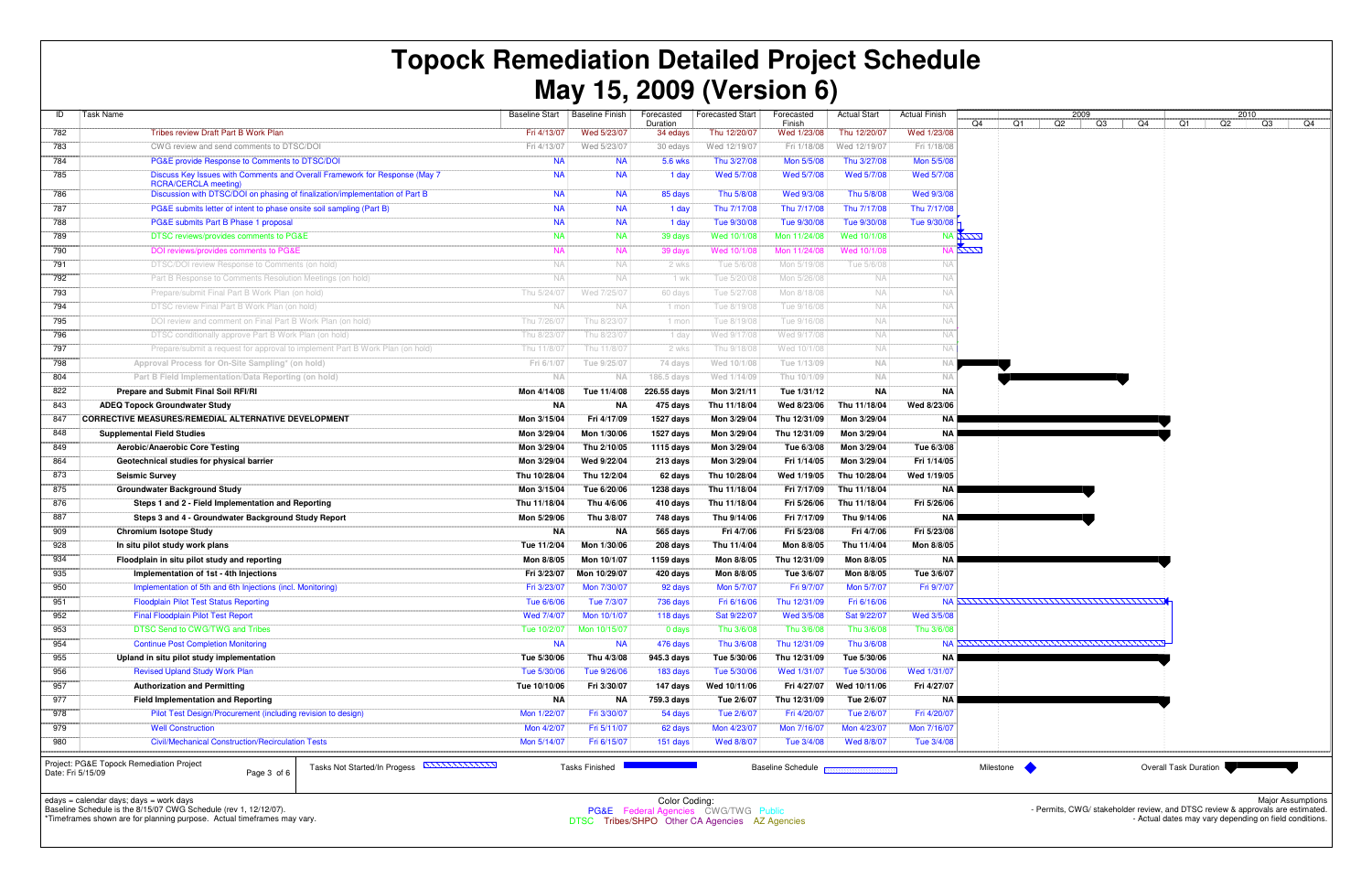# Topock Remediation Detailed Project Schedule

# May 15, 2009 (Version 6)

| ID | Task Name | Baseline Start | Baseline Finish | Forecasted Duration | Forecasted Start | Forecasted Finish | Actual Start | Actual Finish |
|---|---|---|---|---|---|---|---|---|
| 782 | Tribes review Draft Part B Work Plan | Fri 4/13/07 | Wed 5/23/07 | 34 edays | Thu 12/20/07 | Wed 1/23/08 | Thu 12/20/07 | Wed 1/23/08 |
| 783 | CWG review and send comments to DTSC/DOI | Fri 4/13/07 | Wed 5/23/07 | 30 edays | Wed 12/19/07 | Fri 1/18/08 | Wed 12/19/07 | Fri 1/18/08 |
| 784 | PG&E provide Response to Comments to DTSC/DOI | NA | NA | 5.6 wks | Thu 3/27/08 | Mon 5/5/08 | Thu 3/27/08 | Mon 5/5/08 |
| 785 | Discuss Key Issues with Comments and Overall Framework for Response (May 7 RCRA/CERCLA meeting) | NA | NA | 1 day | Wed 5/7/08 | Wed 5/7/08 | Wed 5/7/08 | Wed 5/7/08 |
| 786 | Discussion with DTSC/DOI on phasing of finalization/implementation of Part B | NA | NA | 85 days | Thu 5/8/08 | Wed 9/3/08 | Thu 5/8/08 | Wed 9/3/08 |
| 787 | PG&E submits letter of intent to phase onsite soil sampling (Part B) | NA | NA | 1 day | Thu 7/17/08 | Thu 7/17/08 | Thu 7/17/08 | Thu 7/17/08 |
| 788 | PG&E submits Part B Phase 1 proposal | NA | NA | 1 day | Tue 9/30/08 | Tue 9/30/08 | Tue 9/30/08 | Tue 9/30/08 |
| 789 | DTSC reviews/provides comments to PG&E | NA | NA | 39 days | Wed 10/1/08 | Mon 11/24/08 | Wed 10/1/08 | NA |
| 790 | DOI reviews/provides comments to PG&E | NA | NA | 39 days | Wed 10/1/08 | Mon 11/24/08 | Wed 10/1/08 | NA |
| 791 | DTSC/DOI review Response to Comments (on hold) | NA | NA | 2 wks | Tue 5/6/08 | Mon 5/19/08 | Tue 5/6/08 | NA |
| 792 | Part B Response to Comments Resolution Meetings (on hold) | NA | NA | 1 wk | Tue 5/20/08 | Mon 5/26/08 | NA | NA |
| 793 | Prepare/submit Final Part B Work Plan (on hold) | Thu 5/24/07 | Wed 7/25/07 | 60 days | Tue 5/27/08 | Mon 8/18/08 | NA | NA |
| 794 | DTSC review Final Part B Work Plan (on hold) | NA | NA | 1 mon | Tue 8/19/08 | Tue 9/16/08 | NA | NA |
| 795 | DOI review and comment on Final Part B Work Plan (on hold) | Thu 7/26/07 | Thu 8/23/07 | 1 mon | Tue 8/19/08 | Tue 9/16/08 | NA | NA |
| 796 | DTSC conditionally approve Part B Work Plan (on hold) | Thu 8/23/07 | Thu 8/23/07 | 1 day | Wed 9/17/08 | Wed 9/17/08 | NA | NA |
| 797 | Prepare/submit a request for approval to implement Part B Work Plan (on hold) | Thu 11/8/07 | Thu 11/8/07 | 2 wks | Thu 9/18/08 | Wed 10/1/08 | NA | NA |
| 798 | **Approval Process for On-Site Sampling* (on hold)** | **Fri 6/1/07** | **Tue 9/25/07** | **74 days** | **Wed 10/1/08** | **Tue 1/13/09** | **NA** | **NA** |
| 804 | **Part B Field Implementation/Data Reporting (on hold)** | **NA** | **NA** | **186.5 days** | **Wed 1/14/09** | **Thu 10/1/09** | **NA** | **NA** |
| 822 | **Prepare and Submit Final Soil RFI/RI** | **Mon 4/14/08** | **Tue 11/4/08** | **226.55 days** | **Mon 3/21/11** | **Tue 1/31/12** | **NA** | **NA** |
| 843 | **ADEQ Topock Groundwater Study** | **NA** | **NA** | **475 days** | **Thu 11/18/04** | **Wed 8/23/06** | **Thu 11/18/04** | **Wed 8/23/06** |
| 847 | **CORRECTIVE MEASURES/REMEDIAL ALTERNATIVE DEVELOPMENT** | **Mon 3/15/04** | **Fri 4/17/09** | **1527 days** | **Mon 3/29/04** | **Thu 12/31/09** | **Mon 3/29/04** | **NA** |
| 848 | **Supplemental Field Studies** | **Mon 3/29/04** | **Mon 1/30/06** | **1527 days** | **Mon 3/29/04** | **Thu 12/31/09** | **Mon 3/29/04** | **NA** |
| 849 | **Aerobic/Anaerobic Core Testing** | **Mon 3/29/04** | **Thu 2/10/05** | **1115 days** | **Mon 3/29/04** | **Tue 6/3/08** | **Mon 3/29/04** | **Tue 6/3/08** |
| 864 | **Geotechnical studies for physical barrier** | **Mon 3/29/04** | **Wed 9/22/04** | **213 days** | **Mon 3/29/04** | **Fri 1/14/05** | **Mon 3/29/04** | **Fri 1/14/05** |
| 873 | **Seismic Survey** | **Thu 10/28/04** | **Thu 12/2/04** | **62 days** | **Thu 10/28/04** | **Wed 1/19/05** | **Thu 10/28/04** | **Wed 1/19/05** |
| 875 | **Groundwater Background Study** | **Mon 3/15/04** | **Tue 6/20/06** | **1238 days** | **Thu 11/18/04** | **Fri 7/17/09** | **Thu 11/18/04** | **NA** |
| 876 | **Steps 1 and 2 - Field Implementation and Reporting** | **Thu 11/18/04** | **Thu 4/6/06** | **410 days** | **Thu 11/18/04** | **Fri 5/26/06** | **Thu 11/18/04** | **Fri 5/26/06** |
| 887 | **Steps 3 and 4 - Groundwater Background Study Report** | **Mon 5/29/06** | **Thu 3/8/07** | **748 days** | **Thu 9/14/06** | **Fri 7/17/09** | **Thu 9/14/06** | **NA** |
| 909 | **Chromium Isotope Study** | **NA** | **NA** | **565 days** | **Fri 4/7/06** | **Fri 5/23/08** | **Fri 4/7/06** | **Fri 5/23/08** |
| 928 | **In situ pilot study work plans** | **Tue 11/2/04** | **Mon 1/30/06** | **208 days** | **Thu 11/4/04** | **Mon 8/8/05** | **Thu 11/4/04** | **Mon 8/8/05** |
| 934 | **Floodplain in situ pilot study and reporting** | **Mon 8/8/05** | **Mon 10/1/07** | **1159 days** | **Mon 8/8/05** | **Thu 12/31/09** | **Mon 8/8/05** | **NA** |
| 935 | **Implementation of 1st - 4th Injections** | **Fri 3/23/07** | **Mon 10/29/07** | **420 days** | **Mon 8/8/05** | **Tue 3/6/07** | **Mon 8/8/05** | **Tue 3/6/07** |
| 950 | Implementation of 5th and 6th Injections (incl. Monitoring) | Fri 3/23/07 | Mon 7/30/07 | 92 days | Mon 5/7/07 | Fri 9/7/07 | Mon 5/7/07 | Fri 9/7/07 |
| 951 | Floodplain Pilot Test Status Reporting | Tue 6/6/06 | Tue 7/3/07 | 736 days | Fri 6/16/06 | Thu 12/31/09 | Fri 6/16/06 | NA |
| 952 | Final Floodplain Pilot Test Report | Wed 7/4/07 | Mon 10/1/07 | 118 days | Sat 9/22/07 | Wed 3/5/08 | Sat 9/22/07 | Wed 3/5/08 |
| 953 | DTSC Send to CWG/TWG and Tribes | Tue 10/2/07 | Mon 10/15/07 | 0 days | Thu 3/6/08 | Thu 3/6/08 | Thu 3/6/08 | Thu 3/6/08 |
| 954 | Continue Post Completion Monitoring | NA | NA | 476 days | Thu 3/6/08 | Thu 12/31/09 | Thu 3/6/08 | NA |
| 955 | **Upland in situ pilot study implementation** | **Tue 5/30/06** | **Thu 4/3/08** | **945.3 days** | **Tue 5/30/06** | **Thu 12/31/09** | **Tue 5/30/06** | **NA** |
| 956 | Revised Upland Study Work Plan | Tue 5/30/06 | Tue 9/26/06 | 183 days | Tue 5/30/06 | Wed 1/31/07 | Tue 5/30/06 | Wed 1/31/07 |
| 957 | **Authorization and Permitting** | **Tue 10/10/06** | **Fri 3/30/07** | **147 days** | **Wed 10/11/06** | **Fri 4/27/07** | **Wed 10/11/06** | **Fri 4/27/07** |
| 977 | **Field Implementation and Reporting** | **NA** | **NA** | **759.3 days** | **Tue 2/6/07** | **Thu 12/31/09** | **Tue 2/6/07** | **NA** |
| 978 | Pilot Test Design/Procurement (including revision to design) | Mon 1/22/07 | Fri 3/30/07 | 54 days | Tue 2/6/07 | Fri 4/20/07 | Tue 2/6/07 | Fri 4/20/07 |
| 979 | Well Construction | Mon 4/2/07 | Fri 5/11/07 | 62 days | Mon 4/23/07 | Mon 7/16/07 | Mon 4/23/07 | Mon 7/16/07 |
| 980 | Civil/Mechanical Construction/Recirculation Tests | Mon 5/14/07 | Fri 6/15/07 | 151 days | Wed 8/8/07 | Tue 3/4/08 | Wed 8/8/07 | Tue 3/4/08 |

Project: PG&E Topock Remediation Project
Date: Fri 5/15/09

Legend: Tasks Not Started/In Progress; Tasks Finished; Baseline Schedule; Milestone; Overall Task Duration

edays = calendar days; days = work days
Baseline Schedule is the 8/15/07 CWG Schedule (rev 1, 12/12/07).
*Timeframes shown are for planning purpose. Actual timeframes may vary.

Color Coding:
PG&E Federal Agencies CWG/TWG Public
DTSC Tribes/SHPO Other CA Agencies AZ Agencies

Major Assumptions
- Permits, CWG/ stakeholder review, and DTSC review & approvals are estimated.
- Actual dates may vary depending on field conditions.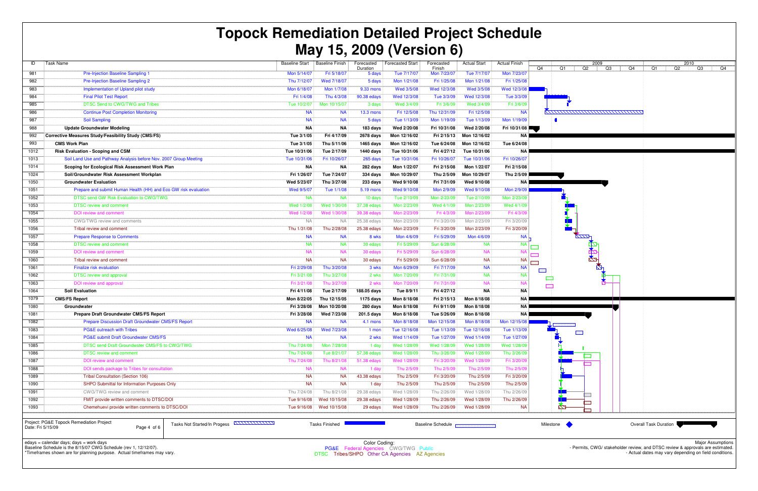# Topock Remediation Detailed Project Schedule

## May 15, 2009 (Version 6)

| ID | Task Name | Baseline Start | Baseline Finish | Forecasted Duration | Forecasted Start | Forecasted Finish | Actual Start | Actual Finish |
|---|---|---|---|---|---|---|---|---|
| 981 | Pre-Injection Baseline Sampling 1 | Mon 5/14/07 | Fri 5/18/07 | 5 days | Tue 7/17/07 | Mon 7/23/07 | Tue 7/17/07 | Mon 7/23/07 |
| 982 | Pre-Injection Baseline Sampling 2 | Thu 7/12/07 | Wed 7/18/07 | 5 days | Mon 1/21/08 | Fri 1/25/08 | Mon 1/21/08 | Fri 1/25/08 |
| 983 | Implementation of Upland pilot study | Mon 6/18/07 | Mon 1/7/08 | 9.33 mons | Wed 3/5/08 | Wed 12/3/08 | Wed 3/5/08 | Wed 12/3/08 |
| 984 | Final Pilot Test Report | Fri 1/4/08 | Thu 4/3/08 | 90.38 edays | Wed 12/3/08 | Tue 3/3/09 | Wed 12/3/08 | Tue 3/3/09 |
| 985 | DTSC Send to CWG/TWG and Tribes | Tue 10/2/07 | Mon 10/15/07 | 3 days | Wed 3/4/09 | Fri 3/6/09 | Wed 3/4/09 | Fri 3/6/09 |
| 986 | Continue Post Completion Monitoring | NA | NA | 13.3 mons | Fri 12/5/08 | Thu 12/31/09 | Fri 12/5/08 | NA |
| 987 | Soil Sampling | NA | NA | 5 days | Tue 1/13/09 | Mon 1/19/09 | Tue 1/13/09 | Mon 1/19/09 |
| 988 | **Update Groundwater Modeling** | **NA** | **NA** | **183 days** | **Wed 2/20/08** | **Fri 10/31/08** | **Wed 2/20/08** | **Fri 10/31/08** |
| 992 | **Corrective Measures Study/Feasibility Study (CMS/FS)** | **Tue 3/1/05** | **Fri 4/17/09** | **2678 days** | **Mon 12/16/02** | **Fri 2/15/13** | **Mon 12/16/02** | **NA** |
| 993 | **CMS Work Plan** | **Tue 3/1/05** | **Thu 5/11/06** | **1465 days** | **Mon 12/16/02** | **Tue 6/24/08** | **Mon 12/16/02** | **Tue 6/24/08** |
| 1012 | **Risk Evaluation - Scoping and CSM** | **Tue 10/31/06** | **Tue 2/17/09** | **1440 days** | **Tue 10/31/06** | **Fri 4/27/12** | **Tue 10/31/06** | **NA** |
| 1013 | Soil Land Use and Pathway Analysis before Nov. 2007 Group Meeting | Tue 10/31/06 | Fri 10/26/07 | 265 days | Tue 10/31/06 | Fri 10/26/07 | Tue 10/31/06 | Fri 10/26/07 |
| 1014 | **Scoping for Ecological Risk Assessment Work Plan** | **NA** | **NA** | **282 days** | **Mon 1/22/07** | **Fri 2/15/08** | **Mon 1/22/07** | **Fri 2/15/08** |
| 1024 | **Soil/Groundwater Risk Assessment Workplan** | **Fri 1/26/07** | **Tue 7/24/07** | **334 days** | **Mon 10/29/07** | **Thu 2/5/09** | **Mon 10/29/07** | **Thu 2/5/09** |
| 1050 | **Groundwater Evaluation** | **Wed 5/23/07** | **Thu 3/27/08** | **233 days** | **Wed 9/10/08** | **Fri 7/31/09** | **Wed 9/10/08** | **NA** |
| 1051 | Prepare and submit Human Health (HH) and Eco GW risk evaluation | Wed 9/5/07 | Tue 1/1/08 | 5.19 mons | Wed 9/10/08 | Mon 2/9/09 | Wed 9/10/08 | Mon 2/9/09 |
| 1052 | DTSC send GW Risk Evaluation to CWG/TWG | NA | NA | 10 days | Tue 2/10/09 | Mon 2/23/09 | Tue 2/10/09 | Mon 2/23/09 |
| 1053 | DTSC review and comment | Wed 1/2/08 | Wed 1/30/08 | 37.38 edays | Mon 2/23/09 | Wed 4/1/09 | Mon 2/23/09 | Wed 4/1/09 |
| 1054 | DOI review and comment | Wed 1/2/08 | Wed 1/30/08 | 39.38 edays | Mon 2/23/09 | Fri 4/3/09 | Mon 2/23/09 | Fri 4/3/09 |
| 1055 | CWG/TWG review and comments | NA | NA | 25.38 edays | Mon 2/23/09 | Fri 3/20/09 | Mon 2/23/09 | Fri 3/20/09 |
| 1056 | Tribal review and comment | Thu 1/31/08 | Thu 2/28/08 | 25.38 edays | Mon 2/23/09 | Fri 3/20/09 | Mon 2/23/09 | Fri 3/20/09 |
| 1057 | Prepare Response to Comments | NA | NA | 8 wks | Mon 4/6/09 | Fri 5/29/09 | Mon 4/6/09 | NA |
| 1058 | DTSC review and comment | NA | NA | 30 edays | Fri 5/29/09 | Sun 6/28/09 | NA | NA |
| 1059 | DOI review and comment | NA | NA | 30 edays | Fri 5/29/09 | Sun 6/28/09 | NA | NA |
| 1060 | Tribal review and comment | NA | NA | 30 edays | Fri 5/29/09 | Sun 6/28/09 | NA | NA |
| 1061 | Finalize risk evaluation | Fri 2/29/08 | Thu 3/20/08 | 3 wks | Mon 6/29/09 | Fri 7/17/09 | NA | NA |
| 1062 | DTSC review and approval | Fri 3/21/08 | Thu 3/27/08 | 2 wks | Mon 7/20/09 | Fri 7/31/09 | NA | NA |
| 1063 | DOI review and approval | Fri 3/21/08 | Thu 3/27/08 | 2 wks | Mon 7/20/09 | Fri 7/31/09 | NA | NA |
| 1064 | **Soil Evaluation** | **Fri 4/11/08** | **Tue 2/17/09** | **188.05 days** | **Tue 8/9/11** | **Fri 4/27/12** | **NA** | **NA** |
| 1079 | **CMS/FS Report** | **Mon 8/22/05** | **Thu 12/15/05** | **1175 days** | **Mon 8/18/08** | **Fri 2/15/13** | **Mon 8/18/08** | **NA** |
| 1080 | **Groundwater** | **Fri 3/28/08** | **Mon 10/20/08** | **280 days** | **Mon 8/18/08** | **Fri 9/11/09** | **Mon 8/18/08** | **NA** |
| 1081 | **Prepare Draft Groundwater CMS/FS Report** | **Fri 3/28/08** | **Wed 7/23/08** | **201.5 days** | **Mon 8/18/08** | **Tue 5/26/09** | **Mon 8/18/08** | **NA** |
| 1082 | Prepare Discussion Draft Groundwater CMS/FS Report | NA | NA | 4.1 mons | Mon 8/18/08 | Mon 12/15/08 | Mon 8/18/08 | Mon 12/15/08 |
| 1083 | PG&E outreach with Tribes | Wed 6/25/08 | Wed 7/23/08 | 1 mon | Tue 12/16/08 | Tue 1/13/09 | Tue 12/16/08 | Tue 1/13/09 |
| 1084 | PG&E submit Draft Groundwater CMS/FS | NA | NA | 2 wks | Wed 1/14/09 | Tue 1/27/09 | Wed 1/14/09 | Tue 1/27/09 |
| 1085 | DTSC send Draft Groundwater CMS/FS to CWG/TWG | Thu 7/24/08 | Mon 7/28/08 | 1 day | Wed 1/28/09 | Wed 1/28/09 | Wed 1/28/09 | Wed 1/28/09 |
| 1086 | DTSC review and comment | Thu 7/24/08 | Tue 9/21/07 | 57.38 edays | Wed 1/28/09 | Thu 3/26/09 | Wed 1/28/09 | Thu 3/26/09 |
| 1087 | DOI review and comment | Thu 7/24/08 | Thu 8/21/08 | 51.38 edays | Wed 1/28/09 | Fri 3/20/09 | Wed 1/28/09 | Fri 3/20/09 |
| 1088 | DOI sends package to Tribes for consultation | NA | NA | 1 day | Thu 2/5/09 | Thu 2/5/09 | Thu 2/5/09 | Thu 2/5/09 |
| 1089 | Tribal Consultation (Section 106) | NA | NA | 43.38 edays | Thu 2/5/09 | Fri 3/20/09 | Thu 2/5/09 | Fri 3/20/09 |
| 1090 | SHPO Submittal for Information Purposes Only | NA | NA | 1 day | Thu 2/5/09 | Thu 2/5/09 | Thu 2/5/09 | Thu 2/5/09 |
| 1091 | CWG/TWG review and comment | Thu 7/24/08 | Thu 8/21/08 | 29.38 edays | Wed 1/28/09 | Thu 2/26/09 | Wed 1/28/09 | Thu 2/26/09 |
| 1092 | FMIT provide written comments to DTSC/DOI | Tue 9/16/08 | Wed 10/15/08 | 29.38 edays | Wed 1/28/09 | Thu 2/26/09 | Wed 1/28/09 | Thu 2/26/09 |
| 1093 | Chemehuevi provide written comments to DTSC/DOI | Tue 9/16/08 | Wed 10/15/08 | 29 edays | Wed 1/28/09 | Thu 2/26/09 | Wed 1/28/09 | NA |

Project: PG&E Topock Remediation Project
Date: Fri 5/15/09

Legend: Tasks Not Started/In Progess | Tasks Finished | Baseline Schedule | Milestone | Overall Task Duration

edays = calendar days; days = work days
Baseline Schedule is the 8/15/07 CWG Schedule (rev 1, 12/12/07).
*Timeframes shown are for planning purpose. Actual timeframes may vary.

Color Coding:
PG&E Federal Agencies CWG/TWG Public
DTSC Tribes/SHPO Other CA Agencies AZ Agencies

Major Assumptions
- Permits, CWG/ stakeholder review, and DTSC review & approvals are estimated.
- Actual dates may vary depending on field conditions.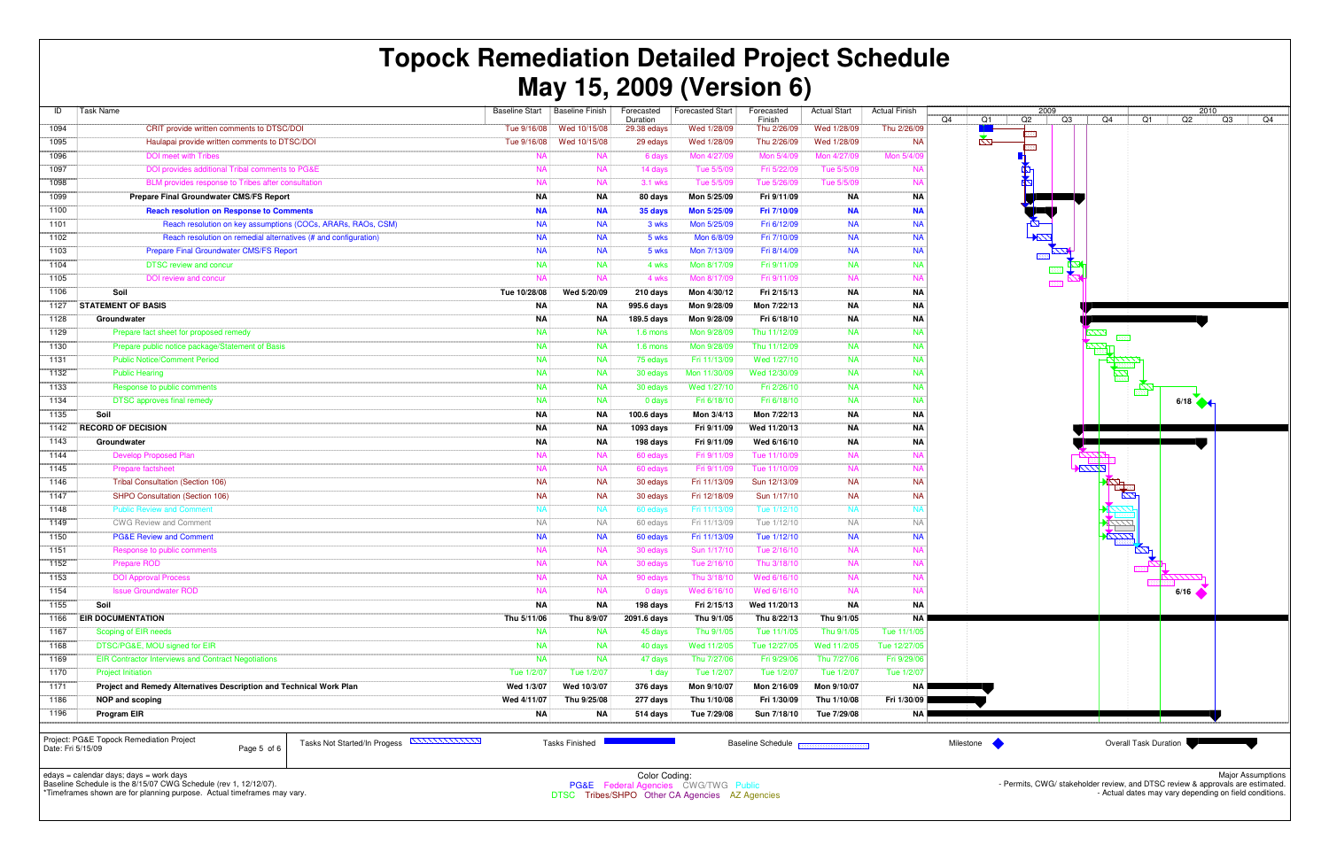# Topock Remediation Detailed Project Schedule

# May 15, 2009 (Version 6)

| ID | Task Name | Baseline Start | Baseline Finish | Forecasted Duration | Forecasted Start | Forecasted Finish | Actual Start | Actual Finish |
|---|---|---|---|---|---|---|---|---|
| 1094 | CRIT provide written comments to DTSC/DOI | Tue 9/16/08 | Wed 10/15/08 | 29.38 edays | Wed 1/28/09 | Thu 2/26/09 | Wed 1/28/09 | Thu 2/26/09 |
| 1095 | Haulapai provide written comments to DTSC/DOI | Tue 9/16/08 | Wed 10/15/08 | 29 edays | Wed 1/28/09 | Thu 2/26/09 | Wed 1/28/09 | NA |
| 1096 | DOI meet with Tribes | NA | NA | 6 days | Mon 4/27/09 | Mon 5/4/09 | Mon 4/27/09 | Mon 5/4/09 |
| 1097 | DOI provides additional Tribal comments to PG&E | NA | NA | 14 days | Tue 5/5/09 | Fri 5/22/09 | Tue 5/5/09 | NA |
| 1098 | BLM provides response to Tribes after consultation | NA | NA | 3.1 wks | Tue 5/5/09 | Tue 5/26/09 | Tue 5/5/09 | NA |
| 1099 | **Prepare Final Groundwater CMS/FS Report** | **NA** | **NA** | **80 days** | **Mon 5/25/09** | **Fri 9/11/09** | **NA** | **NA** |
| 1100 | **Reach resolution on Response to Comments** | **NA** | **NA** | **35 days** | **Mon 5/25/09** | **Fri 7/10/09** | **NA** | **NA** |
| 1101 | Reach resolution on key assumptions (COCs, ARARs, RAOs, CSM) | NA | NA | 3 wks | Mon 5/25/09 | Fri 6/12/09 | NA | NA |
| 1102 | Reach resolution on remedial alternatives (# and configuration) | NA | NA | 5 wks | Mon 6/8/09 | Fri 7/10/09 | NA | NA |
| 1103 | Prepare Final Groundwater CMS/FS Report | NA | NA | 5 wks | Mon 7/13/09 | Fri 8/14/09 | NA | NA |
| 1104 | DTSC review and concur | NA | NA | 4 wks | Mon 8/17/09 | Fri 9/11/09 | NA | NA |
| 1105 | DOI review and concur | NA | NA | 4 wks | Mon 8/17/09 | Fri 9/11/09 | NA | NA |
| 1106 | **Soil** | **Tue 10/28/08** | **Wed 5/20/09** | **210 days** | **Mon 4/30/12** | **Fri 2/15/13** | **NA** | **NA** |
| 1127 | **STATEMENT OF BASIS** | **NA** | **NA** | **995.6 days** | **Mon 9/28/09** | **Mon 7/22/13** | **NA** | **NA** |
| 1128 | **Groundwater** | **NA** | **NA** | **189.5 days** | **Mon 9/28/09** | **Fri 6/18/10** | **NA** | **NA** |
| 1129 | Prepare fact sheet for proposed remedy | NA | NA | 1.6 mons | Mon 9/28/09 | Thu 11/12/09 | NA | NA |
| 1130 | Prepare public notice package/Statement of Basis | NA | NA | 1.6 mons | Mon 9/28/09 | Thu 11/12/09 | NA | NA |
| 1131 | Public Notice/Comment Period | NA | NA | 75 edays | Fri 11/13/09 | Wed 1/27/10 | NA | NA |
| 1132 | Public Hearing | NA | NA | 30 edays | Mon 11/30/09 | Wed 12/30/09 | NA | NA |
| 1133 | Response to public comments | NA | NA | 30 edays | Wed 1/27/10 | Fri 2/26/10 | NA | NA |
| 1134 | DTSC approves final remedy | NA | NA | 0 days | Fri 6/18/10 | Fri 6/18/10 | NA | NA |
| 1135 | **Soil** | **NA** | **NA** | **100.6 days** | **Mon 3/4/13** | **Mon 7/22/13** | **NA** | **NA** |
| 1142 | **RECORD OF DECISION** | **NA** | **NA** | **1093 days** | **Fri 9/11/09** | **Wed 11/20/13** | **NA** | **NA** |
| 1143 | **Groundwater** | **NA** | **NA** | **198 days** | **Fri 9/11/09** | **Wed 6/16/10** | **NA** | **NA** |
| 1144 | Develop Proposed Plan | NA | NA | 60 edays | Fri 9/11/09 | Tue 11/10/09 | NA | NA |
| 1145 | Prepare factsheet | NA | NA | 60 edays | Fri 9/11/09 | Tue 11/10/09 | NA | NA |
| 1146 | Tribal Consultation (Section 106) | NA | NA | 30 edays | Fri 11/13/09 | Sun 12/13/09 | NA | NA |
| 1147 | SHPO Consultation (Section 106) | NA | NA | 30 edays | Fri 12/18/09 | Sun 1/17/10 | NA | NA |
| 1148 | Public Review and Comment | NA | NA | 60 edays | Fri 11/13/09 | Tue 1/12/10 | NA | NA |
| 1149 | CWG Review and Comment | NA | NA | 60 edays | Fri 11/13/09 | Tue 1/12/10 | NA | NA |
| 1150 | PG&E Review and Comment | NA | NA | 60 edays | Fri 11/13/09 | Tue 1/12/10 | NA | NA |
| 1151 | Response to public comments | NA | NA | 30 edays | Sun 1/17/10 | Tue 2/16/10 | NA | NA |
| 1152 | Prepare ROD | NA | NA | 30 edays | Tue 2/16/10 | Thu 3/18/10 | NA | NA |
| 1153 | DOI Approval Process | NA | NA | 90 edays | Thu 3/18/10 | Wed 6/16/10 | NA | NA |
| 1154 | Issue Groundwater ROD | NA | NA | 0 days | Wed 6/16/10 | Wed 6/16/10 | NA | NA |
| 1155 | **Soil** | **NA** | **NA** | **198 days** | **Fri 2/15/13** | **Wed 11/20/13** | **NA** | **NA** |
| 1166 | **EIR DOCUMENTATION** | **Thu 5/11/06** | **Thu 8/9/07** | **2091.6 days** | **Thu 9/1/05** | **Thu 8/22/13** | **Thu 9/1/05** | **NA** |
| 1167 | Scoping of EIR needs | NA | NA | 45 days | Thu 9/1/05 | Tue 11/1/05 | Thu 9/1/05 | Tue 11/1/05 |
| 1168 | DTSC/PG&E, MOU signed for EIR | NA | NA | 40 days | Wed 11/2/05 | Tue 12/27/05 | Wed 11/2/05 | Tue 12/27/05 |
| 1169 | EIR Contractor Interviews and Contract Negotiations | NA | NA | 47 days | Thu 7/27/06 | Fri 9/29/06 | Thu 7/27/06 | Fri 9/29/06 |
| 1170 | Project Initiation | Tue 1/2/07 | Tue 1/2/07 | 1 day | Tue 1/2/07 | Tue 1/2/07 | Tue 1/2/07 | Tue 1/2/07 |
| 1171 | **Project and Remedy Alternatives Description and Technical Work Plan** | **Wed 1/3/07** | **Wed 10/3/07** | **376 days** | **Mon 9/10/07** | **Mon 2/16/09** | **Mon 9/10/07** | **NA** |
| 1186 | **NOP and scoping** | **Wed 4/11/07** | **Thu 9/25/08** | **277 days** | **Thu 1/10/08** | **Fri 1/30/09** | **Thu 1/10/08** | **Fri 1/30/09** |
| 1196 | **Program EIR** | **NA** | **NA** | **514 days** | **Tue 7/29/08** | **Sun 7/18/10** | **Tue 7/29/08** | **NA** |

Project: PG&E Topock Remediation Project
Date: Fri 5/15/09

Legend: Tasks Not Started/In Progess | Tasks Finished | Baseline Schedule | Milestone | Overall Task Duration

edays = calendar days; days = work days
Baseline Schedule is the 8/15/07 CWG Schedule (rev 1, 12/12/07).
*Timeframes shown are for planning purpose. Actual timeframes may vary.

Color Coding:
PG&E  Federal Agencies  CWG/TWG  Public
DTSC  Tribes/SHPO  Other CA Agencies  AZ Agencies

Major Assumptions
- Permits, CWG/ stakeholder review, and DTSC review & approvals are estimated.
- Actual dates may vary depending on field conditions.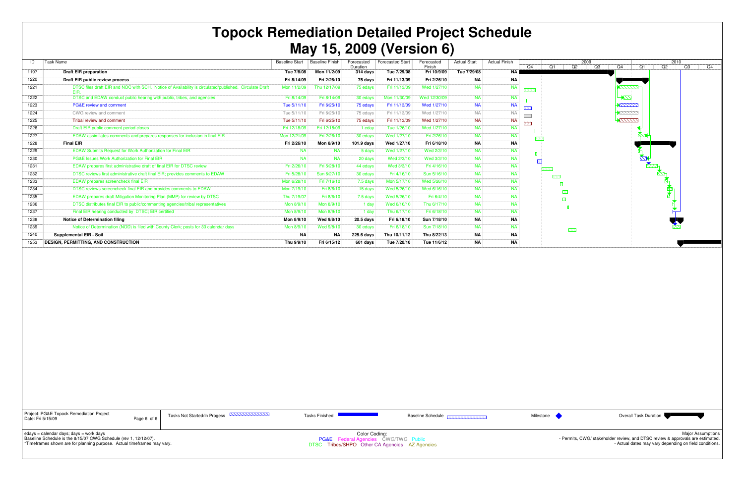# Topock Remediation Detailed Project Schedule

## May 15, 2009 (Version 6)

| ID | Task Name | Baseline Start | Baseline Finish | Forecasted Duration | Forecasted Start | Forecasted Finish | Actual Start | Actual Finish |
|---|---|---|---|---|---|---|---|---|
| 1197 | **Draft EIR preparation** | **Tue 7/8/08** | **Mon 11/2/09** | **314 days** | **Tue 7/29/08** | **Fri 10/9/09** | **Tue 7/29/08** | **NA** |
| 1220 | **Draft EIR public review process** | **Fri 8/14/09** | **Fri 2/26/10** | **75 days** | **Fri 11/13/09** | **Fri 2/26/10** | **NA** | **NA** |
| 1221 | DTSC files draft EIR and NOC with SCH. Notice of Availability is circulated/published. Circulate Draft EIR. | Mon 11/2/09 | Thu 12/17/09 | 75 edays | Fri 11/13/09 | Wed 1/27/10 | NA | NA |
| 1222 | DTSC and EDAW conduct public hearing with public, tribes, and agencies | Fri 8/14/09 | Fri 8/14/09 | 30 edays | Mon 11/30/09 | Wed 12/30/09 | NA | NA |
| 1223 | PG&E review and comment | Tue 5/11/10 | Fri 6/25/10 | 75 edays | Fri 11/13/09 | Wed 1/27/10 | NA | NA |
| 1224 | CWG review and comment | Tue 5/11/10 | Fri 6/25/10 | 75 edays | Fri 11/13/09 | Wed 1/27/10 | NA | NA |
| 1225 | Tribal review and comment | Tue 5/11/10 | Fri 6/25/10 | 75 edays | Fri 11/13/09 | Wed 1/27/10 | NA | NA |
| 1226 | Draft EIR public comment period closes | Fri 12/18/09 | Fri 12/18/09 | 1 eday | Tue 1/26/10 | Wed 1/27/10 | NA | NA |
| 1227 | EDAW assimilates comments and prepares responses for inclusion in final EIR | Mon 12/21/09 | Fri 2/26/10 | 30 edays | Wed 1/27/10 | Fri 2/26/10 | NA | NA |
| 1228 | **Final EIR** | **Fri 2/26/10** | **Mon 8/9/10** | **101.9 days** | **Wed 1/27/10** | **Fri 6/18/10** | **NA** | **NA** |
| 1229 | EDAW Submits Request for Work Authorization for Final EIR | NA | NA | 5 days | Wed 1/27/10 | Wed 2/3/10 | NA | NA |
| 1230 | PG&E Issues Work Authorization for Final EIR | NA | NA | 20 days | Wed 2/3/10 | Wed 3/3/10 | NA | NA |
| 1231 | EDAW prepares first administrative draft of final EIR for DTSC review | Fri 2/26/10 | Fri 5/28/10 | 44 edays | Wed 3/3/10 | Fri 4/16/10 | NA | NA |
| 1232 | DTSC reviews first administrative draft final EIR; provides comments to EDAW | Fri 5/28/10 | Sun 6/27/10 | 30 edays | Fri 4/16/10 | Sun 5/16/10 | NA | NA |
| 1233 | EDAW prepares screencheck final EIR | Mon 6/28/10 | Fri 7/16/10 | 7.5 days | Mon 5/17/10 | Wed 5/26/10 | NA | NA |
| 1234 | DTSC reviews screencheck final EIR and provides comments to EDAW | Mon 7/19/10 | Fri 8/6/10 | 15 days | Wed 5/26/10 | Wed 6/16/10 | NA | NA |
| 1235 | EDAW prepares draft Mitigation Monitoring Plan (MMP) for review by DTSC | Thu 7/19/07 | Fri 8/6/10 | 7.5 days | Wed 5/26/10 | Fri 6/4/10 | NA | NA |
| 1236 | DTSC distributes final EIR to public/commenting agencies/tribal representatives | Mon 8/9/10 | Mon 8/9/10 | 1 day | Wed 6/16/10 | Thu 6/17/10 | NA | NA |
| 1237 | Final EIR hearing conducted by DTSC; EIR certified | Mon 8/9/10 | Mon 8/9/10 | 1 day | Thu 6/17/10 | Fri 6/18/10 | NA | NA |
| 1238 | **Notice of Determination filing** | **Mon 8/9/10** | **Wed 9/8/10** | **20.5 days** | **Fri 6/18/10** | **Sun 7/18/10** | **NA** | **NA** |
| 1239 | Notice of Determination (NOD) is filed with County Clerk; posts for 30 calendar days | Mon 8/9/10 | Wed 9/8/10 | 30 edays | Fri 6/18/10 | Sun 7/18/10 | NA | NA |
| 1240 | **Supplemental EIR - Soil** | **NA** | **NA** | **225.6 days** | **Thu 10/11/12** | **Thu 8/22/13** | **NA** | **NA** |
| 1253 | **DESIGN, PERMITTING, AND CONSTRUCTION** | **Thu 9/9/10** | **Fri 6/15/12** | **601 days** | **Tue 7/20/10** | **Tue 11/6/12** | **NA** | **NA** |

2009: Q4 Q1 Q2 Q3 Q4
2010: Q1 Q2 Q3 Q4

Project: PG&E Topock Remediation Project
Date: Fri 5/15/09

Tasks Not Started/In Progess | Tasks Finished | Baseline Schedule | Milestone | Overall Task Duration

edays = calendar days; days = work days
Baseline Schedule is the 8/15/07 CWG Schedule (rev 1, 12/12/07).
*Timeframes shown are for planning purpose. Actual timeframes may vary.

Color Coding:
PG&E Federal Agencies CWG/TWG Public
DTSC Tribes/SHPO Other CA Agencies AZ Agencies

Major Assumptions
- Permits, CWG/ stakeholder review, and DTSC review & approvals are estimated.
- Actual dates may vary depending on field conditions.